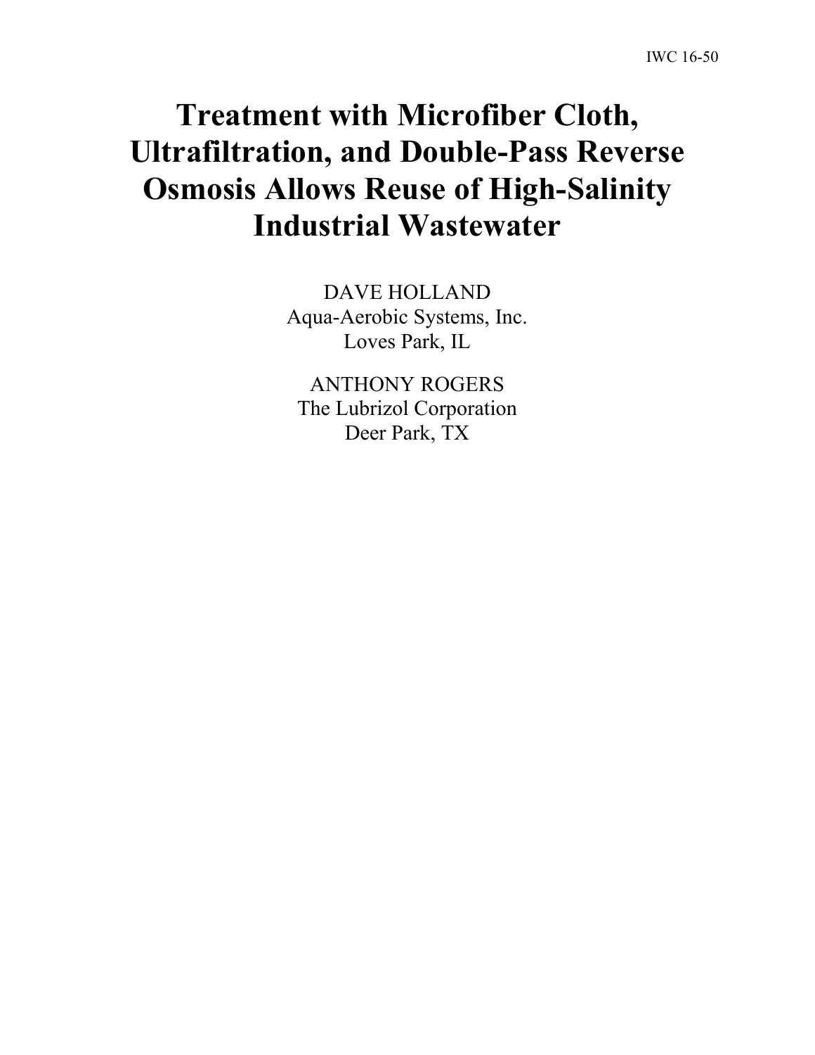IWC 16-50

# Treatment with Microfiber Cloth, Ultrafiltration, and Double-Pass Reverse Osmosis Allows Reuse of High-Salinity Industrial Wastewater

DAVE HOLLAND
Aqua-Aerobic Systems, Inc.
Loves Park, IL

ANTHONY ROGERS
The Lubrizol Corporation
Deer Park, TX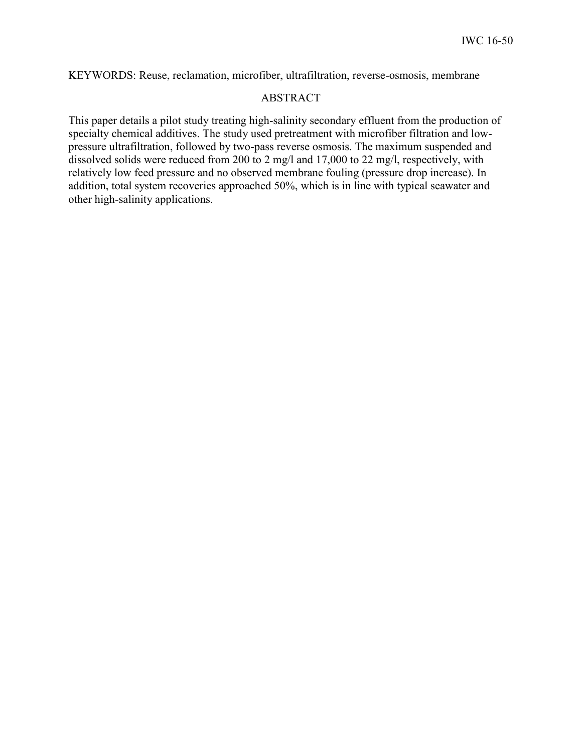KEYWORDS: Reuse, reclamation, microfiber, ultrafiltration, reverse-osmosis, membrane

## ABSTRACT

This paper details a pilot study treating high-salinity secondary effluent from the production of specialty chemical additives. The study used pretreatment with microfiber filtration and low-pressure ultrafiltration, followed by two-pass reverse osmosis. The maximum suspended and dissolved solids were reduced from 200 to 2 mg/l and 17,000 to 22 mg/l, respectively, with relatively low feed pressure and no observed membrane fouling (pressure drop increase). In addition, total system recoveries approached 50%, which is in line with typical seawater and other high-salinity applications.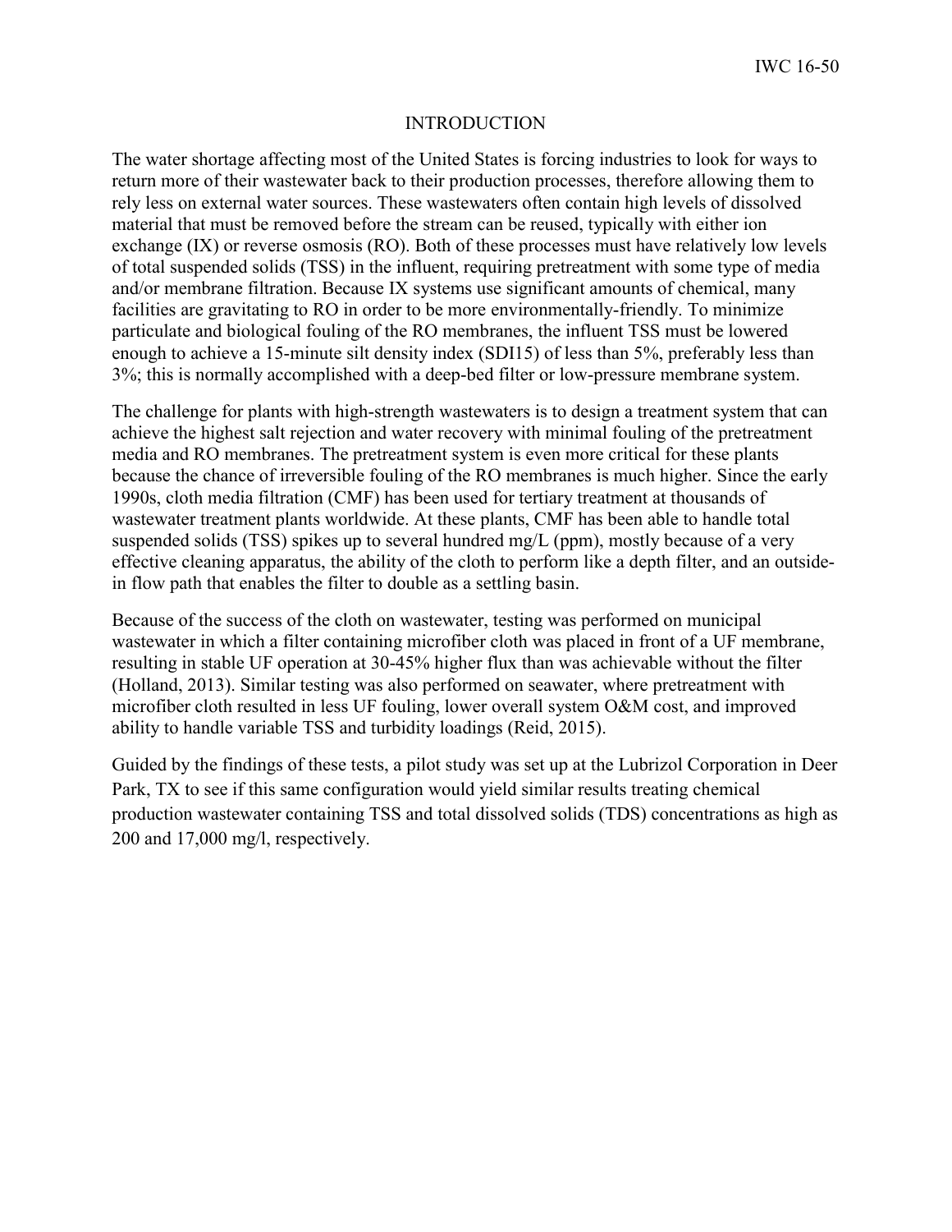# INTRODUCTION

The water shortage affecting most of the United States is forcing industries to look for ways to return more of their wastewater back to their production processes, therefore allowing them to rely less on external water sources. These wastewaters often contain high levels of dissolved material that must be removed before the stream can be reused, typically with either ion exchange (IX) or reverse osmosis (RO). Both of these processes must have relatively low levels of total suspended solids (TSS) in the influent, requiring pretreatment with some type of media and/or membrane filtration. Because IX systems use significant amounts of chemical, many facilities are gravitating to RO in order to be more environmentally-friendly. To minimize particulate and biological fouling of the RO membranes, the influent TSS must be lowered enough to achieve a 15-minute silt density index (SDI15) of less than 5%, preferably less than 3%; this is normally accomplished with a deep-bed filter or low-pressure membrane system.

The challenge for plants with high-strength wastewaters is to design a treatment system that can achieve the highest salt rejection and water recovery with minimal fouling of the pretreatment media and RO membranes. The pretreatment system is even more critical for these plants because the chance of irreversible fouling of the RO membranes is much higher. Since the early 1990s, cloth media filtration (CMF) has been used for tertiary treatment at thousands of wastewater treatment plants worldwide. At these plants, CMF has been able to handle total suspended solids (TSS) spikes up to several hundred mg/L (ppm), mostly because of a very effective cleaning apparatus, the ability of the cloth to perform like a depth filter, and an outside-in flow path that enables the filter to double as a settling basin.

Because of the success of the cloth on wastewater, testing was performed on municipal wastewater in which a filter containing microfiber cloth was placed in front of a UF membrane, resulting in stable UF operation at 30-45% higher flux than was achievable without the filter (Holland, 2013). Similar testing was also performed on seawater, where pretreatment with microfiber cloth resulted in less UF fouling, lower overall system O&M cost, and improved ability to handle variable TSS and turbidity loadings (Reid, 2015).

Guided by the findings of these tests, a pilot study was set up at the Lubrizol Corporation in Deer Park, TX to see if this same configuration would yield similar results treating chemical production wastewater containing TSS and total dissolved solids (TDS) concentrations as high as 200 and 17,000 mg/l, respectively.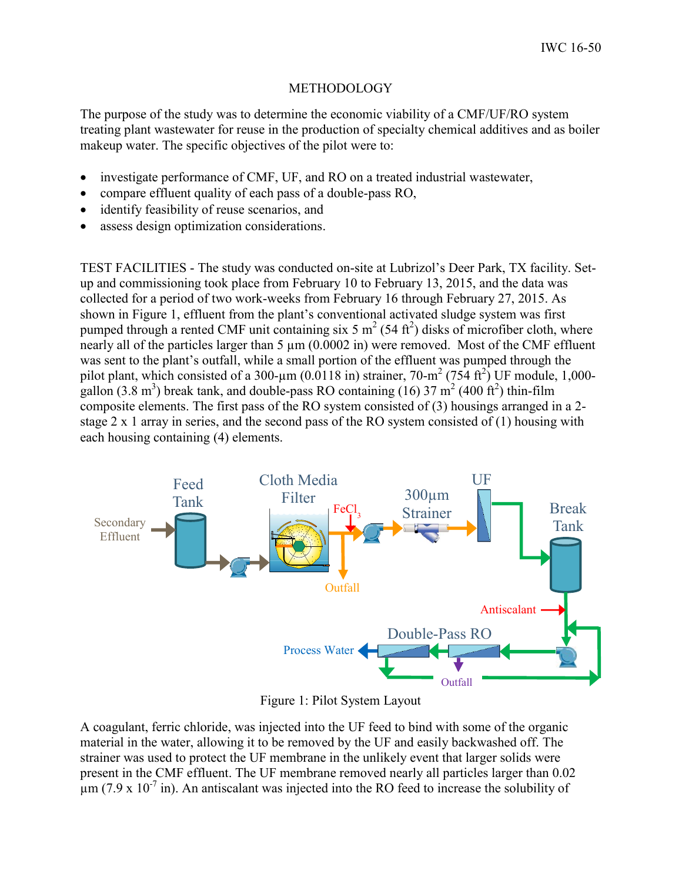## METHODOLOGY

The purpose of the study was to determine the economic viability of a CMF/UF/RO system treating plant wastewater for reuse in the production of specialty chemical additives and as boiler makeup water. The specific objectives of the pilot were to:

- investigate performance of CMF, UF, and RO on a treated industrial wastewater,
- compare effluent quality of each pass of a double-pass RO,
- identify feasibility of reuse scenarios, and
- assess design optimization considerations.

TEST FACILITIES - The study was conducted on-site at Lubrizol's Deer Park, TX facility. Set-up and commissioning took place from February 10 to February 13, 2015, and the data was collected for a period of two work-weeks from February 16 through February 27, 2015. As shown in Figure 1, effluent from the plant's conventional activated sludge system was first pumped through a rented CMF unit containing six 5 $m^2$ (54 $ft^2$) disks of microfiber cloth, where nearly all of the particles larger than 5 µm (0.0002 in) were removed. Most of the CMF effluent was sent to the plant's outfall, while a small portion of the effluent was pumped through the pilot plant, which consisted of a 300-µm (0.0118 in) strainer, 70-$m^2$ (754 $ft^2$) UF module, 1,000-gallon (3.8 $m^3$) break tank, and double-pass RO containing (16) 37 $m^2$ (400 $ft^2$) thin-film composite elements. The first pass of the RO system consisted of (3) housings arranged in a 2-stage 2 x 1 array in series, and the second pass of the RO system consisted of (1) housing with each housing containing (4) elements.

Figure 1: Pilot System Layout

A coagulant, ferric chloride, was injected into the UF feed to bind with some of the organic material in the water, allowing it to be removed by the UF and easily backwashed off. The strainer was used to protect the UF membrane in the unlikely event that larger solids were present in the CMF effluent. The UF membrane removed nearly all particles larger than 0.02 µm ($7.9 \times 10^{-7}$ in). An antiscalant was injected into the RO feed to increase the solubility of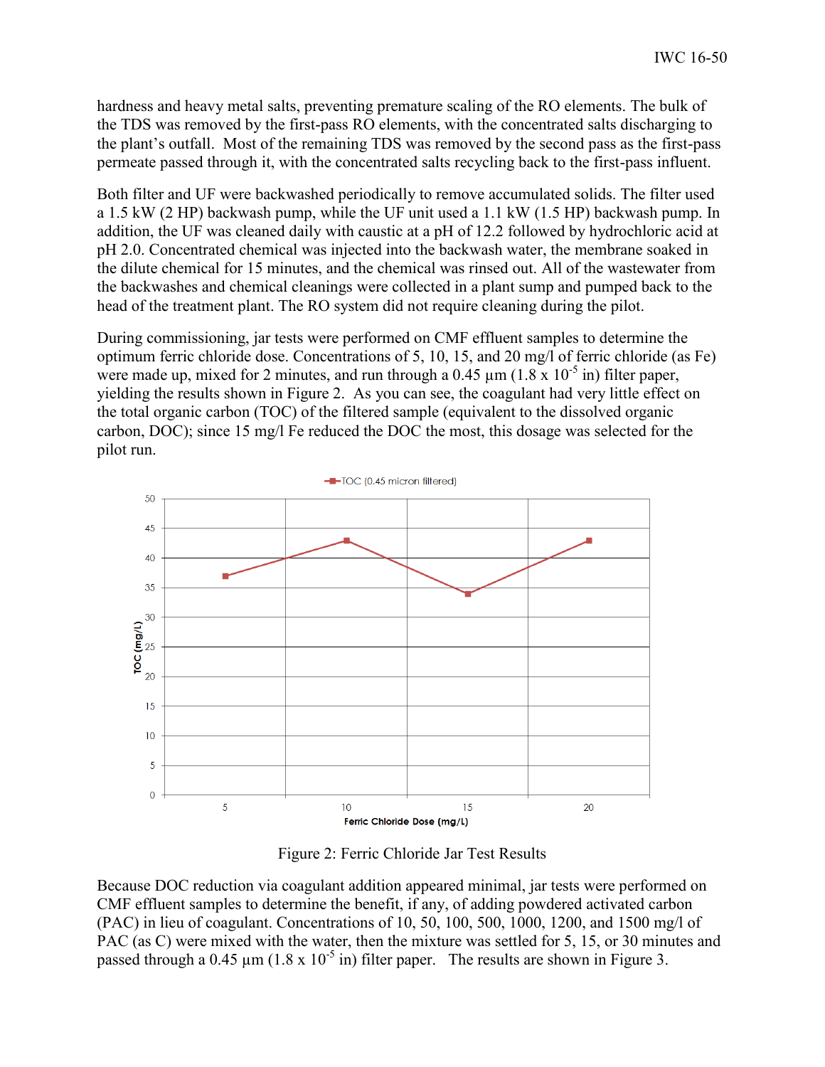hardness and heavy metal salts, preventing premature scaling of the RO elements. The bulk of the TDS was removed by the first-pass RO elements, with the concentrated salts discharging to the plant's outfall. Most of the remaining TDS was removed by the second pass as the first-pass permeate passed through it, with the concentrated salts recycling back to the first-pass influent.

Both filter and UF were backwashed periodically to remove accumulated solids. The filter used a 1.5 kW (2 HP) backwash pump, while the UF unit used a 1.1 kW (1.5 HP) backwash pump. In addition, the UF was cleaned daily with caustic at a pH of 12.2 followed by hydrochloric acid at pH 2.0. Concentrated chemical was injected into the backwash water, the membrane soaked in the dilute chemical for 15 minutes, and the chemical was rinsed out. All of the wastewater from the backwashes and chemical cleanings were collected in a plant sump and pumped back to the head of the treatment plant. The RO system did not require cleaning during the pilot.

During commissioning, jar tests were performed on CMF effluent samples to determine the optimum ferric chloride dose. Concentrations of 5, 10, 15, and 20 mg/l of ferric chloride (as Fe) were made up, mixed for 2 minutes, and run through a 0.45 µm (1.8 x $10^{-5}$ in) filter paper, yielding the results shown in Figure 2. As you can see, the coagulant had very little effect on the total organic carbon (TOC) of the filtered sample (equivalent to the dissolved organic carbon, DOC); since 15 mg/l Fe reduced the DOC the most, this dosage was selected for the pilot run.

Figure 2: Ferric Chloride Jar Test Results

Because DOC reduction via coagulant addition appeared minimal, jar tests were performed on CMF effluent samples to determine the benefit, if any, of adding powdered activated carbon (PAC) in lieu of coagulant. Concentrations of 10, 50, 100, 500, 1000, 1200, and 1500 mg/l of PAC (as C) were mixed with the water, then the mixture was settled for 5, 15, or 30 minutes and passed through a 0.45 µm (1.8 x $10^{-5}$ in) filter paper. The results are shown in Figure 3.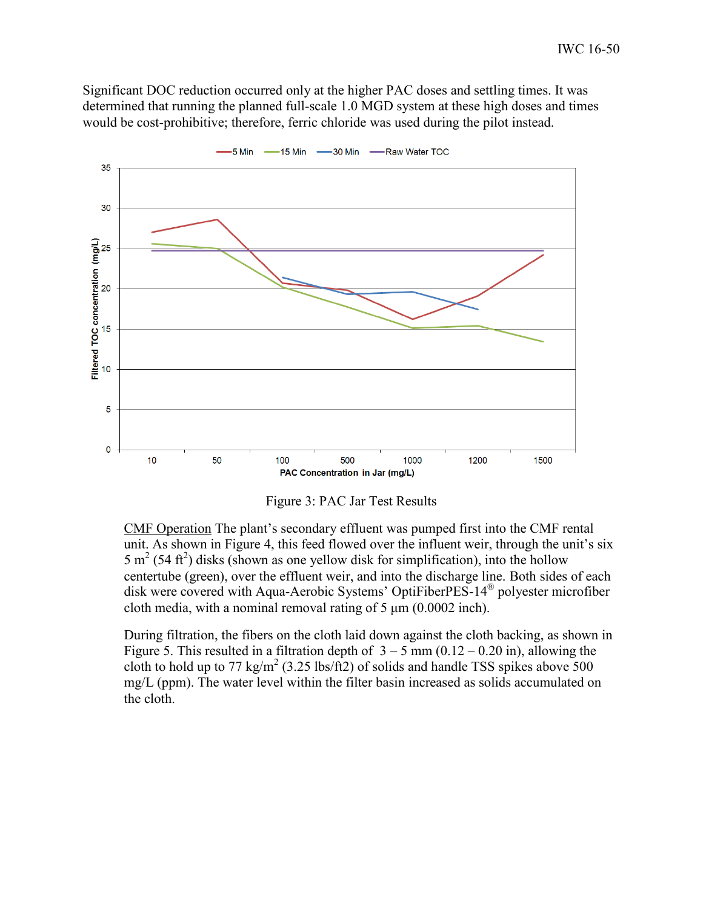Significant DOC reduction occurred only at the higher PAC doses and settling times. It was determined that running the planned full-scale 1.0 MGD system at these high doses and times would be cost-prohibitive; therefore, ferric chloride was used during the pilot instead.

Figure 3: PAC Jar Test Results

CMF Operation The plant's secondary effluent was pumped first into the CMF rental unit. As shown in Figure 4, this feed flowed over the influent weir, through the unit's six 5 $m^2$ (54 $ft^2$) disks (shown as one yellow disk for simplification), into the hollow centertube (green), over the effluent weir, and into the discharge line. Both sides of each disk were covered with Aqua-Aerobic Systems' OptiFiberPES-14® polyester microfiber cloth media, with a nominal removal rating of 5 µm (0.0002 inch).

During filtration, the fibers on the cloth laid down against the cloth backing, as shown in Figure 5. This resulted in a filtration depth of 3 – 5 mm (0.12 – 0.20 in), allowing the cloth to hold up to 77 kg/$m^2$ (3.25 lbs/ft2) of solids and handle TSS spikes above 500 mg/L (ppm). The water level within the filter basin increased as solids accumulated on the cloth.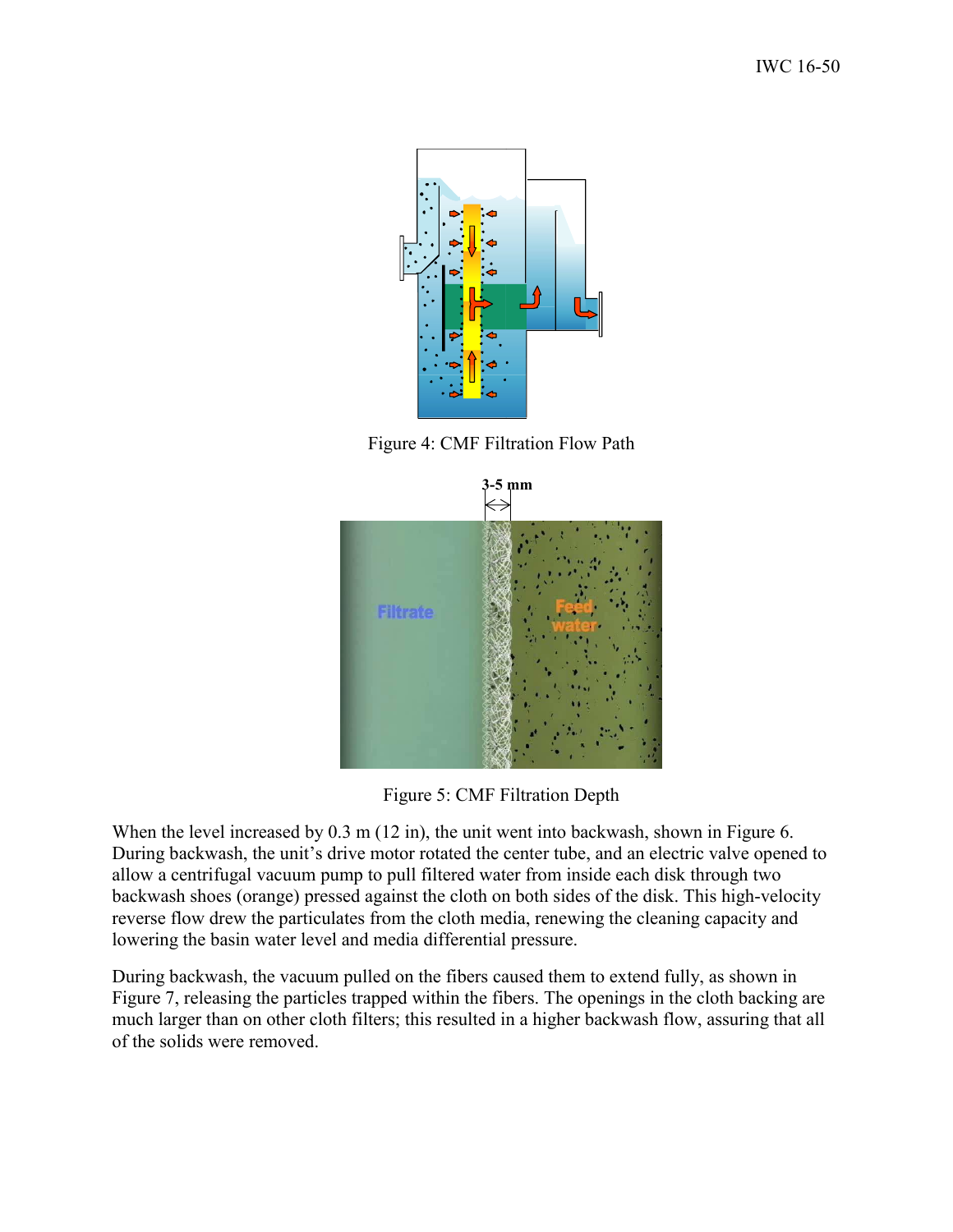Figure 4: CMF Filtration Flow Path

Figure 5: CMF Filtration Depth

When the level increased by 0.3 m (12 in), the unit went into backwash, shown in Figure 6. During backwash, the unit's drive motor rotated the center tube, and an electric valve opened to allow a centrifugal vacuum pump to pull filtered water from inside each disk through two backwash shoes (orange) pressed against the cloth on both sides of the disk. This high-velocity reverse flow drew the particulates from the cloth media, renewing the cleaning capacity and lowering the basin water level and media differential pressure.

During backwash, the vacuum pulled on the fibers caused them to extend fully, as shown in Figure 7, releasing the particles trapped within the fibers. The openings in the cloth backing are much larger than on other cloth filters; this resulted in a higher backwash flow, assuring that all of the solids were removed.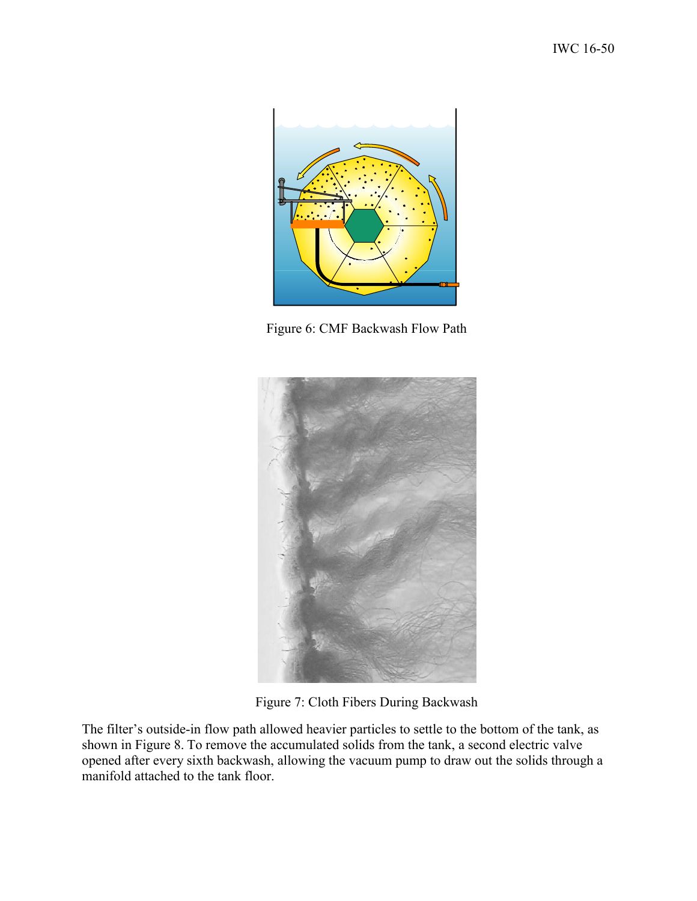Figure 6: CMF Backwash Flow Path

Figure 7: Cloth Fibers During Backwash

The filter's outside-in flow path allowed heavier particles to settle to the bottom of the tank, as shown in Figure 8. To remove the accumulated solids from the tank, a second electric valve opened after every sixth backwash, allowing the vacuum pump to draw out the solids through a manifold attached to the tank floor.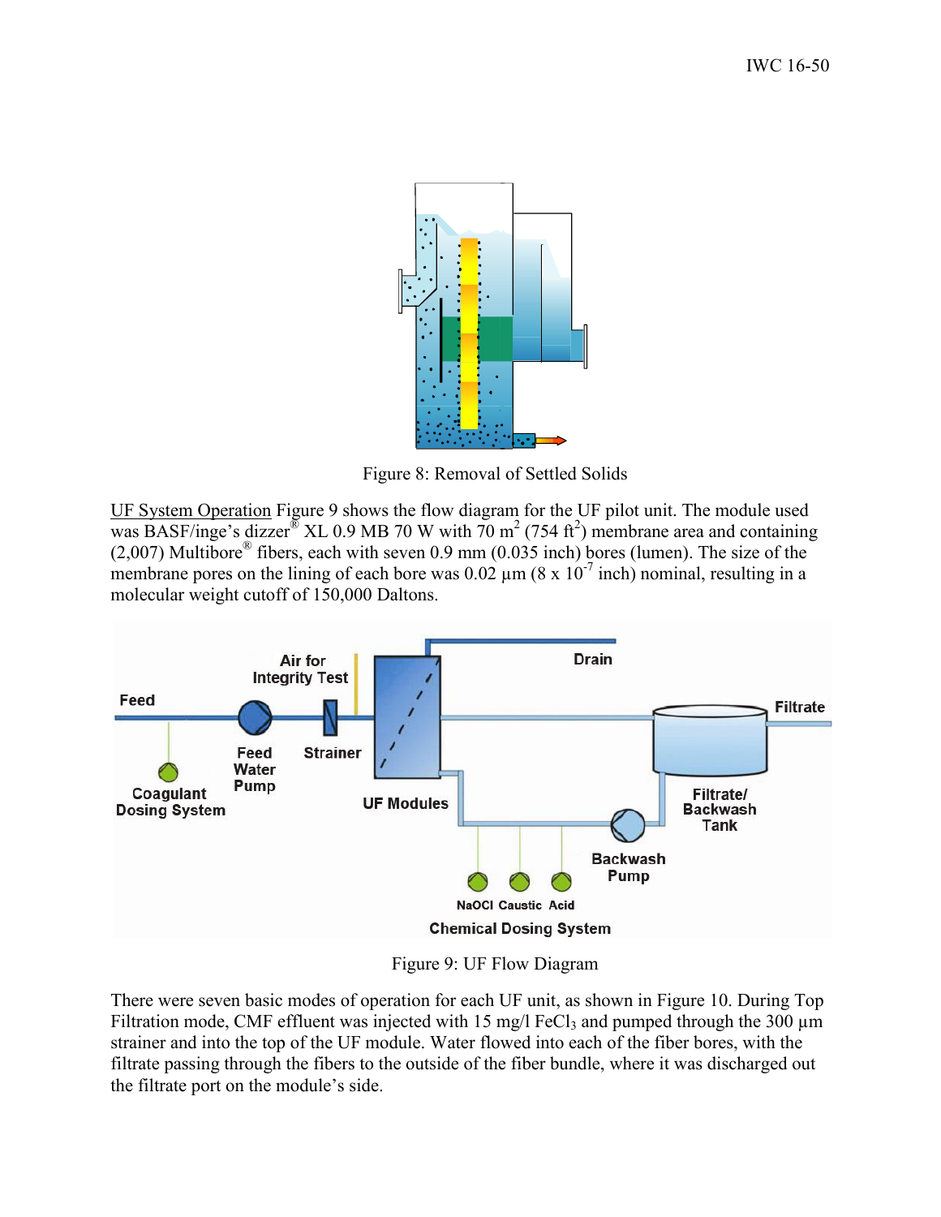Figure 8: Removal of Settled Solids

UF System Operation Figure 9 shows the flow diagram for the UF pilot unit. The module used was BASF/inge's dizzer® XL 0.9 MB 70 W with 70 $m^2$ (754 $ft^2$) membrane area and containing (2,007) Multibore® fibers, each with seven 0.9 mm (0.035 inch) bores (lumen). The size of the membrane pores on the lining of each bore was 0.02 µm (8 x $10^{-7}$ inch) nominal, resulting in a molecular weight cutoff of 150,000 Daltons.

Figure 9: UF Flow Diagram

There were seven basic modes of operation for each UF unit, as shown in Figure 10. During Top Filtration mode, CMF effluent was injected with 15 mg/l $FeCl_3$ and pumped through the 300 µm strainer and into the top of the UF module. Water flowed into each of the fiber bores, with the filtrate passing through the fibers to the outside of the fiber bundle, where it was discharged out the filtrate port on the module's side.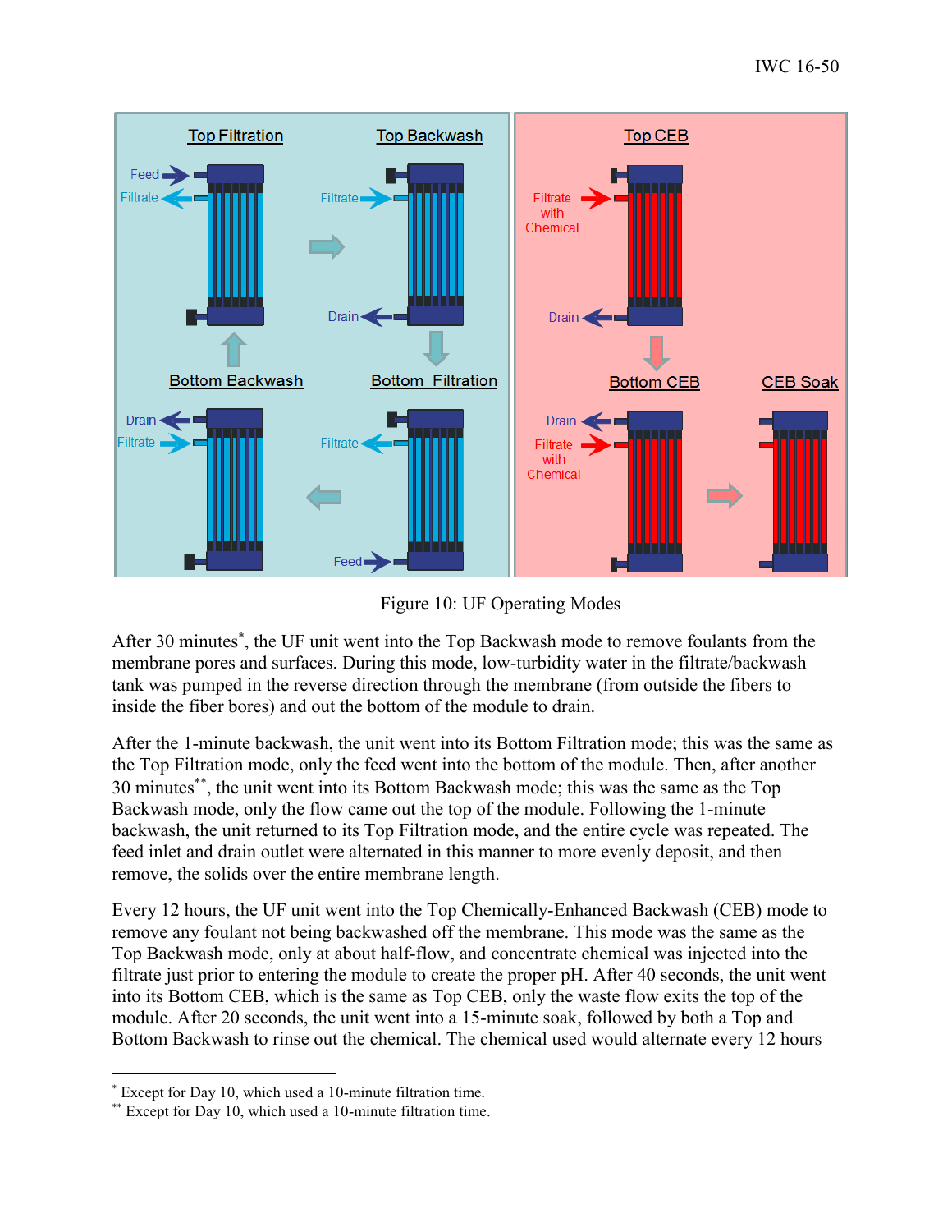Figure 10: UF Operating Modes

After 30 minutes*, the UF unit went into the Top Backwash mode to remove foulants from the membrane pores and surfaces. During this mode, low-turbidity water in the filtrate/backwash tank was pumped in the reverse direction through the membrane (from outside the fibers to inside the fiber bores) and out the bottom of the module to drain.

After the 1-minute backwash, the unit went into its Bottom Filtration mode; this was the same as the Top Filtration mode, only the feed went into the bottom of the module. Then, after another 30 minutes**, the unit went into its Bottom Backwash mode; this was the same as the Top Backwash mode, only the flow came out the top of the module. Following the 1-minute backwash, the unit returned to its Top Filtration mode, and the entire cycle was repeated. The feed inlet and drain outlet were alternated in this manner to more evenly deposit, and then remove, the solids over the entire membrane length.

Every 12 hours, the UF unit went into the Top Chemically-Enhanced Backwash (CEB) mode to remove any foulant not being backwashed off the membrane. This mode was the same as the Top Backwash mode, only at about half-flow, and concentrate chemical was injected into the filtrate just prior to entering the module to create the proper pH. After 40 seconds, the unit went into its Bottom CEB, which is the same as Top CEB, only the waste flow exits the top of the module. After 20 seconds, the unit went into a 15-minute soak, followed by both a Top and Bottom Backwash to rinse out the chemical. The chemical used would alternate every 12 hours

---

* Except for Day 10, which used a 10-minute filtration time.

** Except for Day 10, which used a 10-minute filtration time.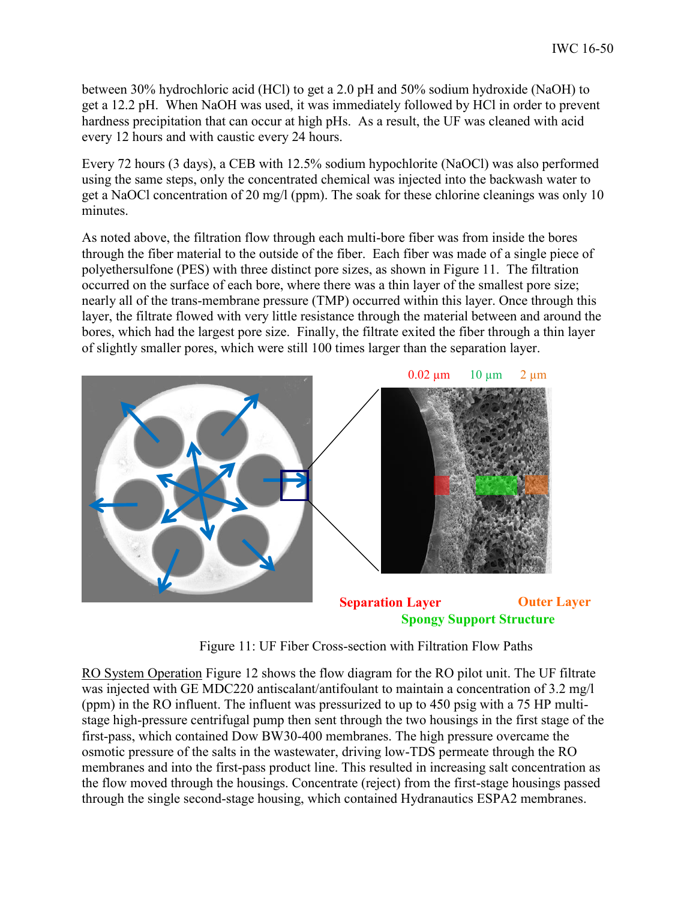between 30% hydrochloric acid (HCl) to get a 2.0 pH and 50% sodium hydroxide (NaOH) to get a 12.2 pH. When NaOH was used, it was immediately followed by HCl in order to prevent hardness precipitation that can occur at high pHs. As a result, the UF was cleaned with acid every 12 hours and with caustic every 24 hours.

Every 72 hours (3 days), a CEB with 12.5% sodium hypochlorite (NaOCl) was also performed using the same steps, only the concentrated chemical was injected into the backwash water to get a NaOCl concentration of 20 mg/l (ppm). The soak for these chlorine cleanings was only 10 minutes.

As noted above, the filtration flow through each multi-bore fiber was from inside the bores through the fiber material to the outside of the fiber. Each fiber was made of a single piece of polyethersulfone (PES) with three distinct pore sizes, as shown in Figure 11. The filtration occurred on the surface of each bore, where there was a thin layer of the smallest pore size; nearly all of the trans-membrane pressure (TMP) occurred within this layer. Once through this layer, the filtrate flowed with very little resistance through the material between and around the bores, which had the largest pore size. Finally, the filtrate exited the fiber through a thin layer of slightly smaller pores, which were still 100 times larger than the separation layer.

0.02 μm 10 μm 2 μm

Separation Layer Spongy Support Structure Outer Layer

Figure 11: UF Fiber Cross-section with Filtration Flow Paths

<u>RO System Operation</u> Figure 12 shows the flow diagram for the RO pilot unit. The UF filtrate was injected with GE MDC220 antiscalant/antifoulant to maintain a concentration of 3.2 mg/l (ppm) in the RO influent. The influent was pressurized to up to 450 psig with a 75 HP multi-stage high-pressure centrifugal pump then sent through the two housings in the first stage of the first-pass, which contained Dow BW30-400 membranes. The high pressure overcame the osmotic pressure of the salts in the wastewater, driving low-TDS permeate through the RO membranes and into the first-pass product line. This resulted in increasing salt concentration as the flow moved through the housings. Concentrate (reject) from the first-stage housings passed through the single second-stage housing, which contained Hydranautics ESPA2 membranes.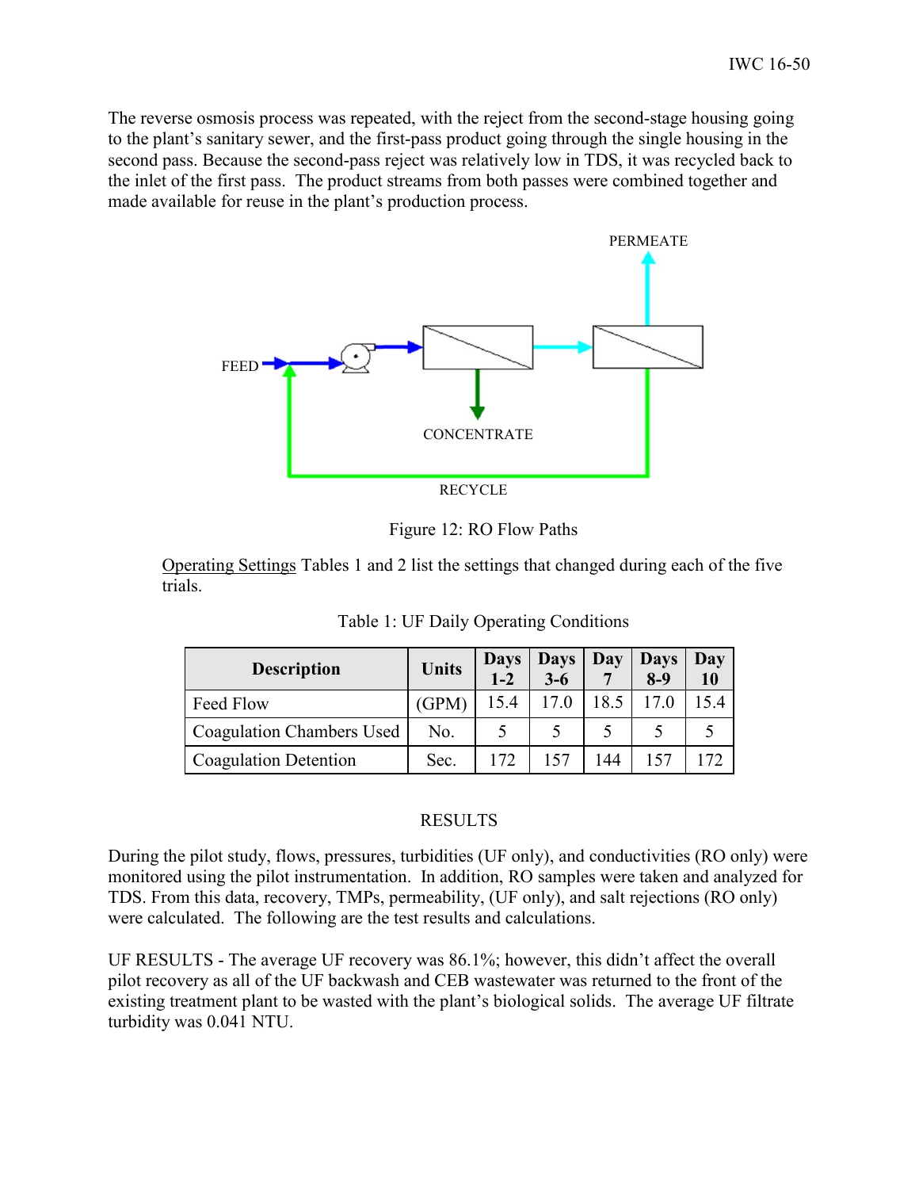The reverse osmosis process was repeated, with the reject from the second-stage housing going to the plant's sanitary sewer, and the first-pass product going through the single housing in the second pass. Because the second-pass reject was relatively low in TDS, it was recycled back to the inlet of the first pass. The product streams from both passes were combined together and made available for reuse in the plant's production process.

PERMEATE

FEED

CONCENTRATE

RECYCLE

Figure 12: RO Flow Paths

Operating Settings Tables 1 and 2 list the settings that changed during each of the five trials.

Table 1: UF Daily Operating Conditions

| Description | Units | Days 1-2 | Days 3-6 | Day 7 | Days 8-9 | Day 10 |
|---|---|---|---|---|---|---|
| Feed Flow | (GPM) | 15.4 | 17.0 | 18.5 | 17.0 | 15.4 |
| Coagulation Chambers Used | No. | 5 | 5 | 5 | 5 | 5 |
| Coagulation Detention | Sec. | 172 | 157 | 144 | 157 | 172 |

## RESULTS

During the pilot study, flows, pressures, turbidities (UF only), and conductivities (RO only) were monitored using the pilot instrumentation. In addition, RO samples were taken and analyzed for TDS. From this data, recovery, TMPs, permeability, (UF only), and salt rejections (RO only) were calculated. The following are the test results and calculations.

UF RESULTS - The average UF recovery was 86.1%; however, this didn't affect the overall pilot recovery as all of the UF backwash and CEB wastewater was returned to the front of the existing treatment plant to be wasted with the plant's biological solids. The average UF filtrate turbidity was 0.041 NTU.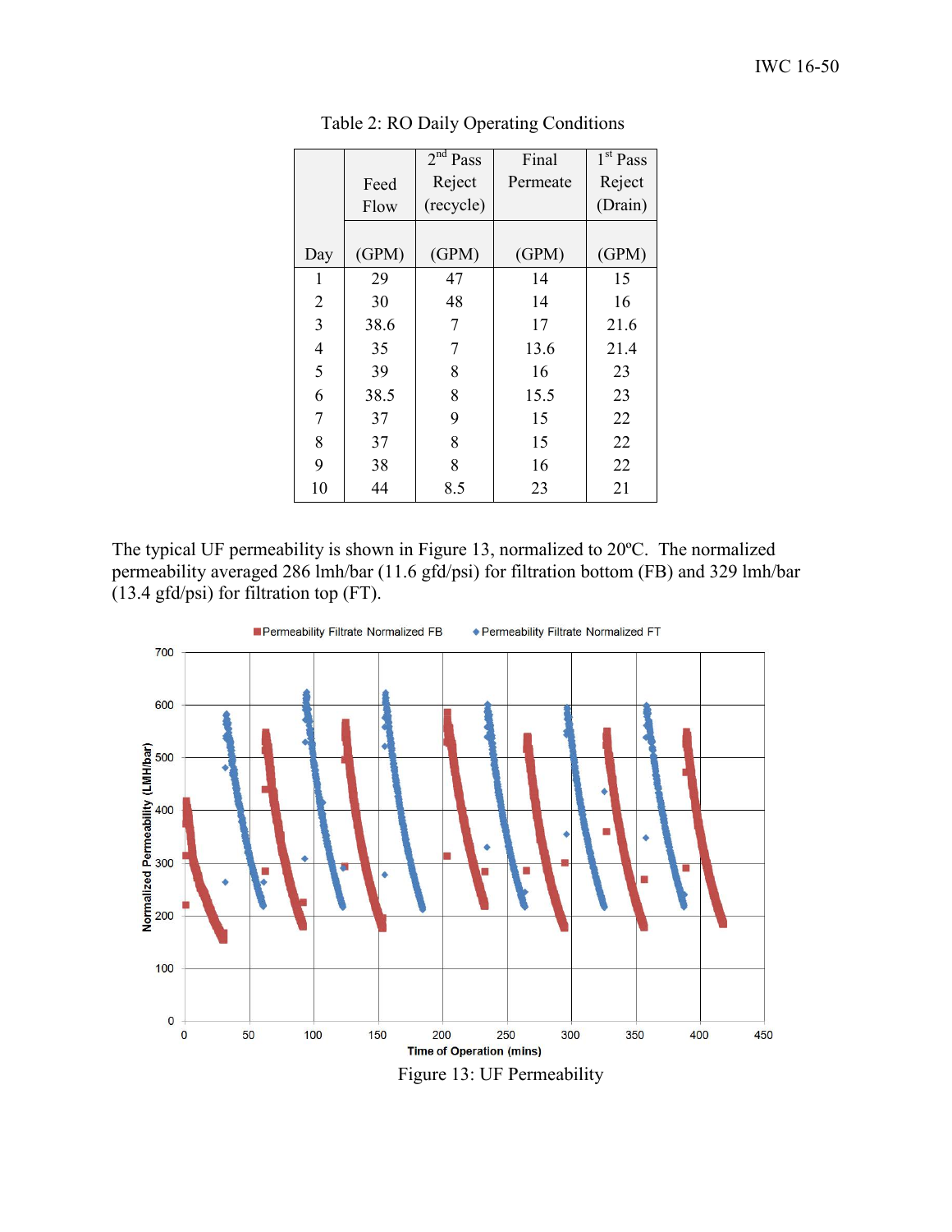Table 2: RO Daily Operating Conditions

| Day | Feed Flow (GPM) | 2[nd] Pass Reject (recycle) (GPM) | Final Permeate (GPM) | 1[st] Pass Reject (Drain) (GPM) |
|---|---|---|---|---|
| 1 | 29 | 47 | 14 | 15 |
| 2 | 30 | 48 | 14 | 16 |
| 3 | 38.6 | 7 | 17 | 21.6 |
| 4 | 35 | 7 | 13.6 | 21.4 |
| 5 | 39 | 8 | 16 | 23 |
| 6 | 38.5 | 8 | 15.5 | 23 |
| 7 | 37 | 9 | 15 | 22 |
| 8 | 37 | 8 | 15 | 22 |
| 9 | 38 | 8 | 16 | 22 |
| 10 | 44 | 8.5 | 23 | 21 |

The typical UF permeability is shown in Figure 13, normalized to 20ºC. The normalized permeability averaged 286 lmh/bar (11.6 gfd/psi) for filtration bottom (FB) and 329 lmh/bar (13.4 gfd/psi) for filtration top (FT).

Figure 13: UF Permeability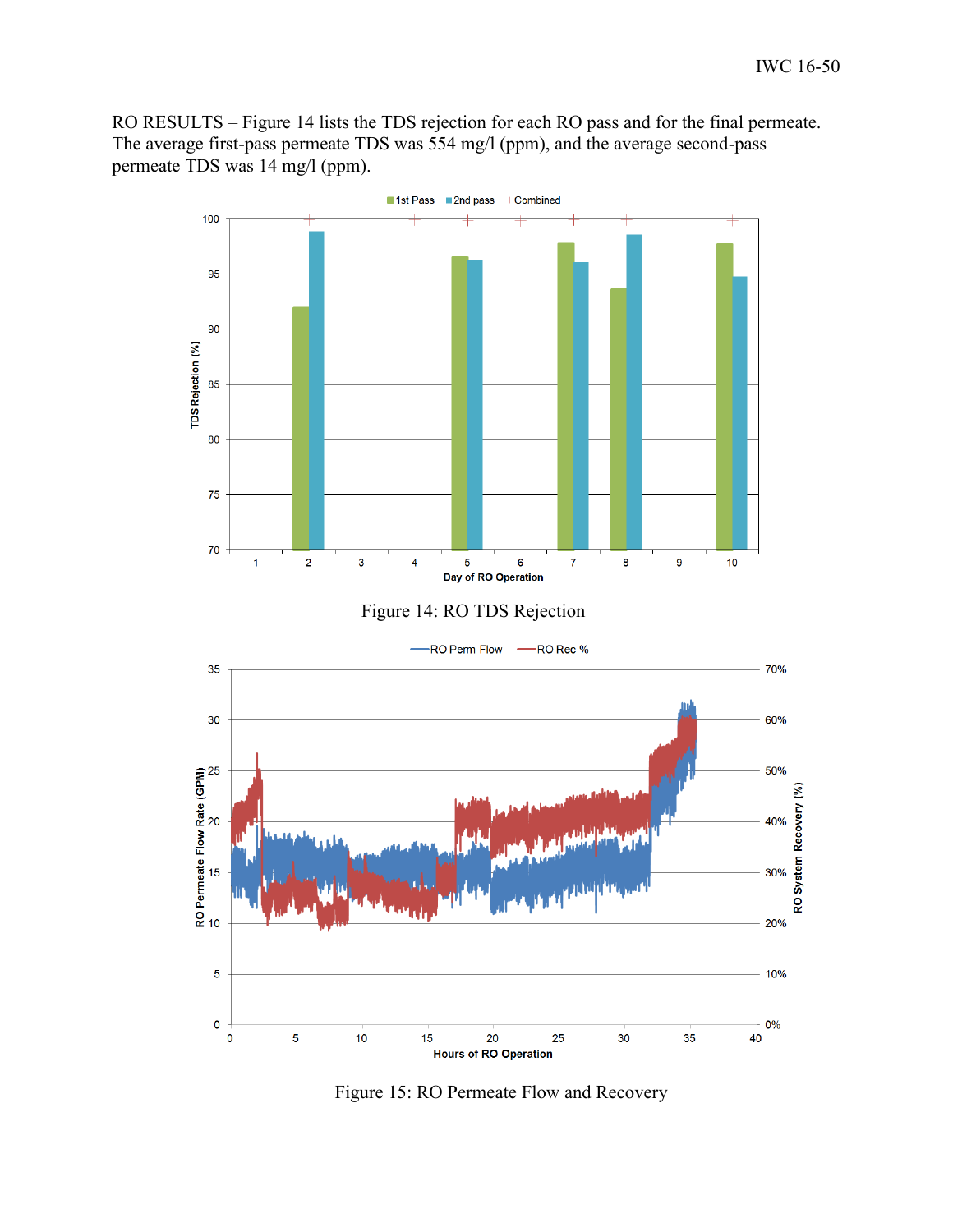RO RESULTS – Figure 14 lists the TDS rejection for each RO pass and for the final permeate. The average first-pass permeate TDS was 554 mg/l (ppm), and the average second-pass permeate TDS was 14 mg/l (ppm).

Figure 14: RO TDS Rejection

Figure 15: RO Permeate Flow and Recovery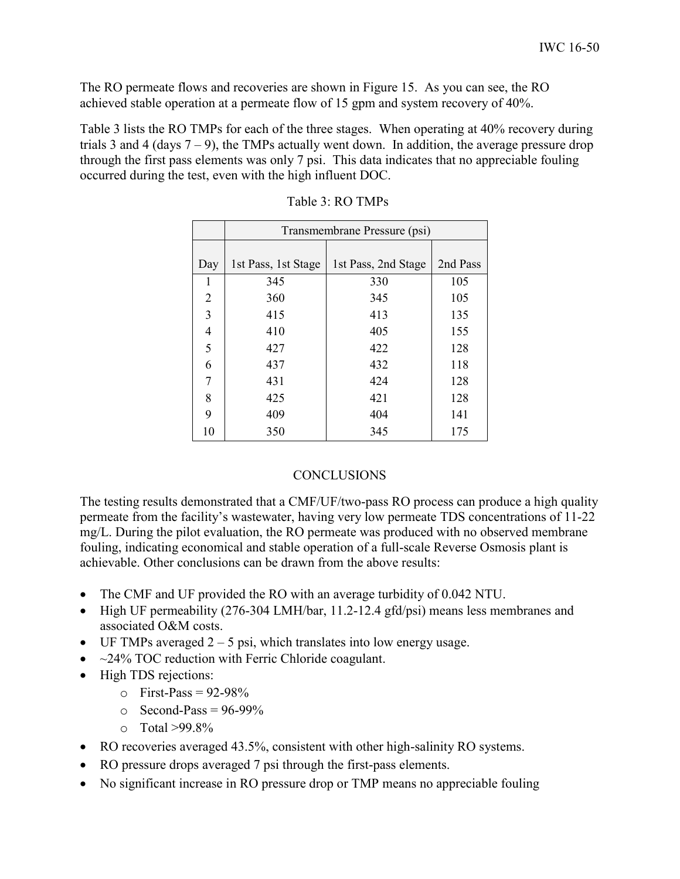The RO permeate flows and recoveries are shown in Figure 15. As you can see, the RO achieved stable operation at a permeate flow of 15 gpm and system recovery of 40%.

Table 3 lists the RO TMPs for each of the three stages. When operating at 40% recovery during trials 3 and 4 (days 7 – 9), the TMPs actually went down. In addition, the average pressure drop through the first pass elements was only 7 psi. This data indicates that no appreciable fouling occurred during the test, even with the high influent DOC.

Table 3: RO TMPs

| | Transmembrane Pressure (psi) | | |
|---|---|---|---|
| Day | 1st Pass, 1st Stage | 1st Pass, 2nd Stage | 2nd Pass |
| 1 | 345 | 330 | 105 |
| 2 | 360 | 345 | 105 |
| 3 | 415 | 413 | 135 |
| 4 | 410 | 405 | 155 |
| 5 | 427 | 422 | 128 |
| 6 | 437 | 432 | 118 |
| 7 | 431 | 424 | 128 |
| 8 | 425 | 421 | 128 |
| 9 | 409 | 404 | 141 |
| 10 | 350 | 345 | 175 |

## CONCLUSIONS

The testing results demonstrated that a CMF/UF/two-pass RO process can produce a high quality permeate from the facility's wastewater, having very low permeate TDS concentrations of 11-22 mg/L. During the pilot evaluation, the RO permeate was produced with no observed membrane fouling, indicating economical and stable operation of a full-scale Reverse Osmosis plant is achievable. Other conclusions can be drawn from the above results:

- The CMF and UF provided the RO with an average turbidity of 0.042 NTU.
- High UF permeability (276-304 LMH/bar, 11.2-12.4 gfd/psi) means less membranes and associated O&M costs.
- UF TMPs averaged 2 – 5 psi, which translates into low energy usage.
- ~24% TOC reduction with Ferric Chloride coagulant.
- High TDS rejections:
  - First-Pass = 92-98%
  - Second-Pass = 96-99%
  - Total >99.8%
- RO recoveries averaged 43.5%, consistent with other high-salinity RO systems.
- RO pressure drops averaged 7 psi through the first-pass elements.
- No significant increase in RO pressure drop or TMP means no appreciable fouling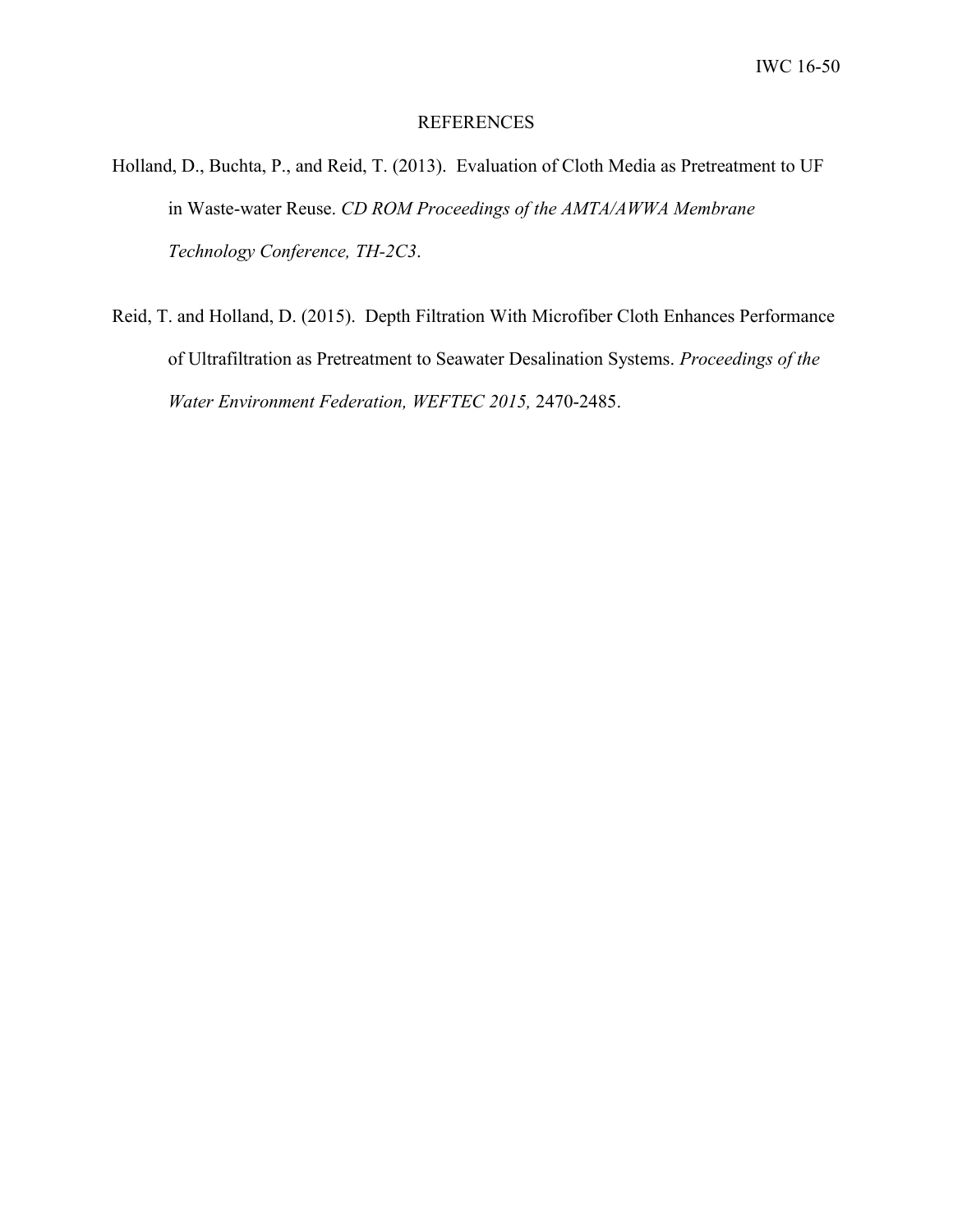## REFERENCES

Holland, D., Buchta, P., and Reid, T. (2013). Evaluation of Cloth Media as Pretreatment to UF in Waste-water Reuse. *CD ROM Proceedings of the AMTA/AWWA Membrane Technology Conference, TH-2C3*.

Reid, T. and Holland, D. (2015). Depth Filtration With Microfiber Cloth Enhances Performance of Ultrafiltration as Pretreatment to Seawater Desalination Systems. *Proceedings of the Water Environment Federation, WEFTEC 2015,* 2470-2485.